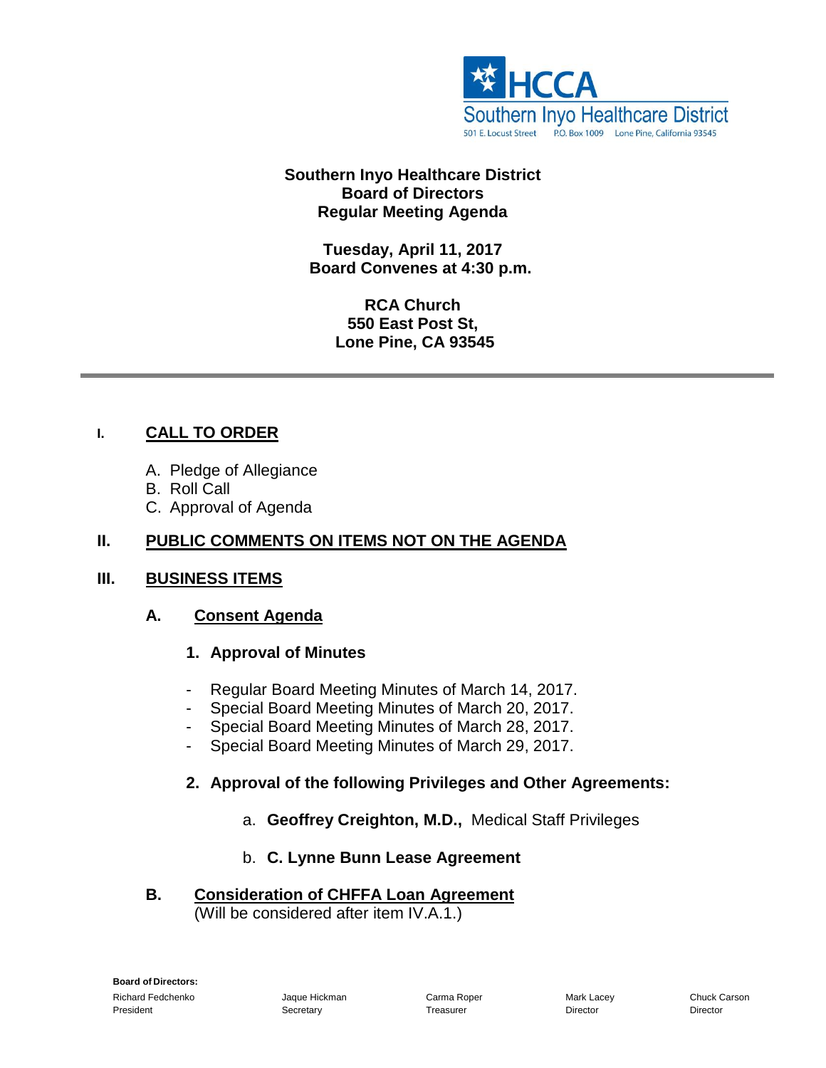HCCA
Southern Inyo Healthcare District
501 E. Locust Street P.O. Box 1009 Lone Pine, California 93545

**Southern Inyo Healthcare District**
**Board of Directors**
**Regular Meeting Agenda**

**Tuesday, April 11, 2017**
**Board Convenes at 4:30 p.m.**

**RCA Church**
**550 East Post St,**
**Lone Pine, CA 93545**

---

## I. CALL TO ORDER

A. Pledge of Allegiance
B. Roll Call
C. Approval of Agenda

## II. PUBLIC COMMENTS ON ITEMS NOT ON THE AGENDA

## III. BUSINESS ITEMS

### A. Consent Agenda

**1. Approval of Minutes**

- Regular Board Meeting Minutes of March 14, 2017.
- Special Board Meeting Minutes of March 20, 2017.
- Special Board Meeting Minutes of March 28, 2017.
- Special Board Meeting Minutes of March 29, 2017.

**2. Approval of the following Privileges and Other Agreements:**

a. **Geoffrey Creighton, M.D.,** Medical Staff Privileges

b. **C. Lynne Bunn Lease Agreement**

### B. Consideration of CHFFA Loan Agreement

(Will be considered after item IV.A.1.)

**Board of Directors:**

| Richard Fedchenko | Jaque Hickman | Carma Roper | Mark Lacey | Chuck Carson |
|---|---|---|---|---|
| President | Secretary | Treasurer | Director | Director |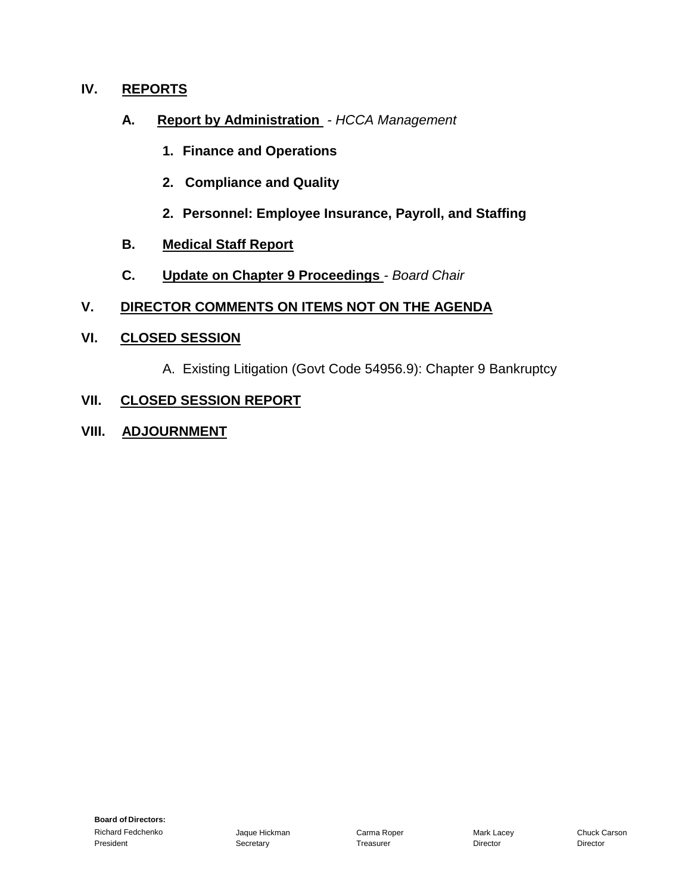## IV. REPORTS

### A. Report by Administration - *HCCA Management*

**1. Finance and Operations**

**2. Compliance and Quality**

**2. Personnel: Employee Insurance, Payroll, and Staffing**

### B. Medical Staff Report

### C. Update on Chapter 9 Proceedings - *Board Chair*

## V. DIRECTOR COMMENTS ON ITEMS NOT ON THE AGENDA

## VI. CLOSED SESSION

A. Existing Litigation (Govt Code 54956.9): Chapter 9 Bankruptcy

## VII. CLOSED SESSION REPORT

## VIII. ADJOURNMENT

**Board of Directors:**

| Richard Fedchenko | Jaque Hickman | Carma Roper | Mark Lacey | Chuck Carson |
|---|---|---|---|---|
| President | Secretary | Treasurer | Director | Director |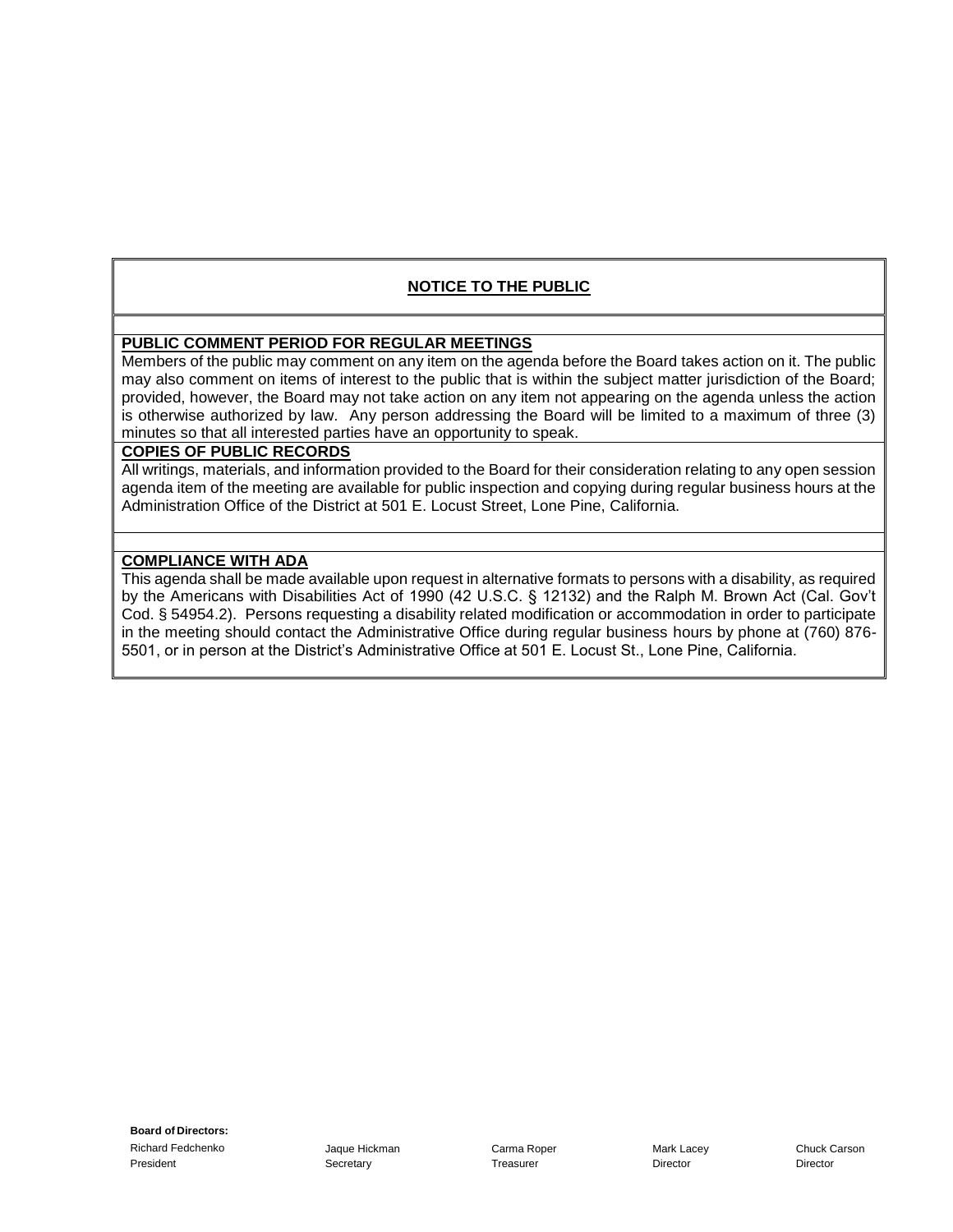## NOTICE TO THE PUBLIC

**PUBLIC COMMENT PERIOD FOR REGULAR MEETINGS**

Members of the public may comment on any item on the agenda before the Board takes action on it. The public may also comment on items of interest to the public that is within the subject matter jurisdiction of the Board; provided, however, the Board may not take action on any item not appearing on the agenda unless the action is otherwise authorized by law. Any person addressing the Board will be limited to a maximum of three (3) minutes so that all interested parties have an opportunity to speak.

**COPIES OF PUBLIC RECORDS**

All writings, materials, and information provided to the Board for their consideration relating to any open session agenda item of the meeting are available for public inspection and copying during regular business hours at the Administration Office of the District at 501 E. Locust Street, Lone Pine, California.

**COMPLIANCE WITH ADA**

This agenda shall be made available upon request in alternative formats to persons with a disability, as required by the Americans with Disabilities Act of 1990 (42 U.S.C. § 12132) and the Ralph M. Brown Act (Cal. Gov't Cod. § 54954.2). Persons requesting a disability related modification or accommodation in order to participate in the meeting should contact the Administrative Office during regular business hours by phone at (760) 876-5501, or in person at the District's Administrative Office at 501 E. Locust St., Lone Pine, California.

**Board of Directors:**

| Richard Fedchenko | Jaque Hickman | Carma Roper | Mark Lacey | Chuck Carson |
|---|---|---|---|---|
| President | Secretary | Treasurer | Director | Director |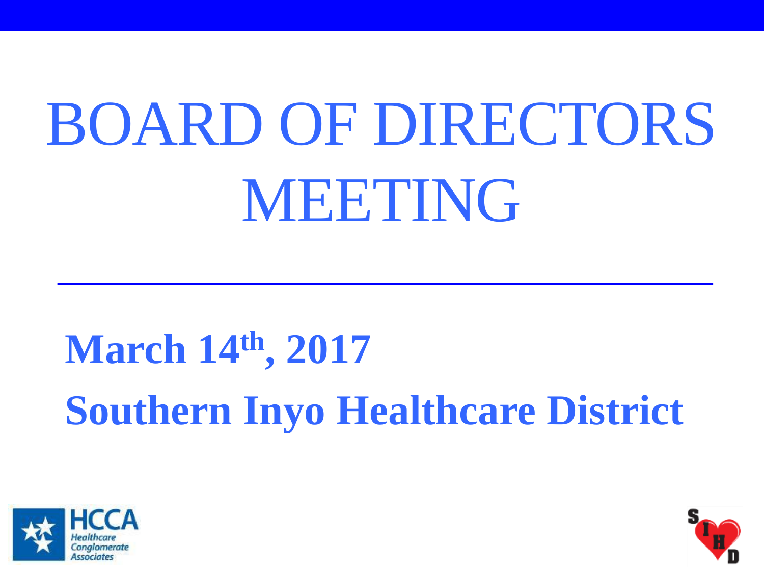# BOARD OF DIRECTORS MEETING

**March 14th, 2017**

**Southern Inyo Healthcare District**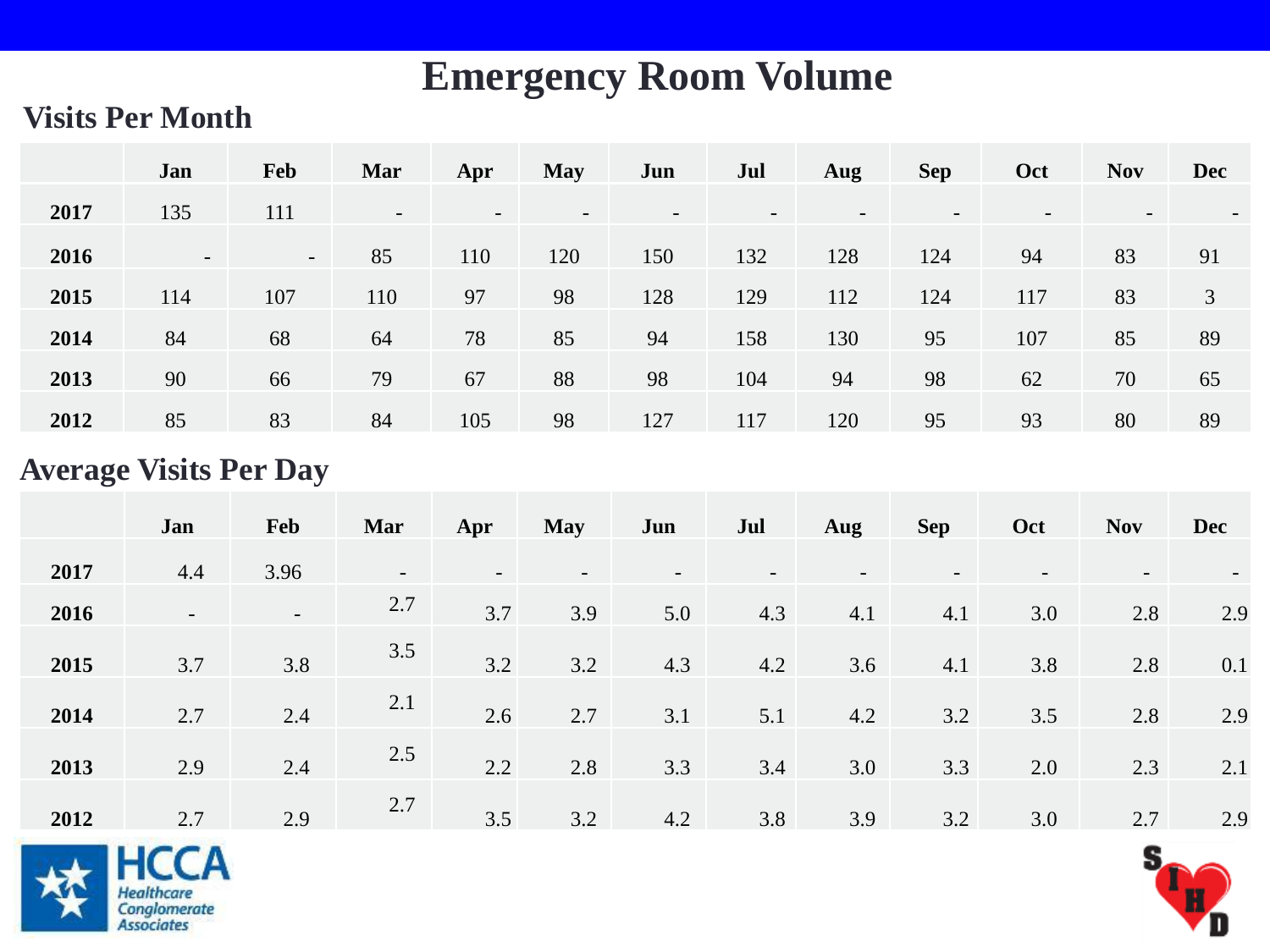# Emergency Room Volume

## Visits Per Month

| | Jan | Feb | Mar | Apr | May | Jun | Jul | Aug | Sep | Oct | Nov | Dec |
|---|---|---|---|---|---|---|---|---|---|---|---|---|
| **2017** | 135 | 111 | - | - | - | - | - | - | - | - | - | - |
| **2016** | - | - | 85 | 110 | 120 | 150 | 132 | 128 | 124 | 94 | 83 | 91 |
| **2015** | 114 | 107 | 110 | 97 | 98 | 128 | 129 | 112 | 124 | 117 | 83 | 3 |
| **2014** | 84 | 68 | 64 | 78 | 85 | 94 | 158 | 130 | 95 | 107 | 85 | 89 |
| **2013** | 90 | 66 | 79 | 67 | 88 | 98 | 104 | 94 | 98 | 62 | 70 | 65 |
| **2012** | 85 | 83 | 84 | 105 | 98 | 127 | 117 | 120 | 95 | 93 | 80 | 89 |

## Average Visits Per Day

| | Jan | Feb | Mar | Apr | May | Jun | Jul | Aug | Sep | Oct | Nov | Dec |
|---|---|---|---|---|---|---|---|---|---|---|---|---|
| **2017** | 4.4 | 3.96 | - | - | - | - | - | - | - | - | - | - |
| **2016** | - | - | 2.7 | 3.7 | 3.9 | 5.0 | 4.3 | 4.1 | 4.1 | 3.0 | 2.8 | 2.9 |
| **2015** | 3.7 | 3.8 | 3.5 | 3.2 | 3.2 | 4.3 | 4.2 | 3.6 | 4.1 | 3.8 | 2.8 | 0.1 |
| **2014** | 2.7 | 2.4 | 2.1 | 2.6 | 2.7 | 3.1 | 5.1 | 4.2 | 3.2 | 3.5 | 2.8 | 2.9 |
| **2013** | 2.9 | 2.4 | 2.5 | 2.2 | 2.8 | 3.3 | 3.4 | 3.0 | 3.3 | 2.0 | 2.3 | 2.1 |
| **2012** | 2.7 | 2.9 | 2.7 | 3.5 | 3.2 | 4.2 | 3.8 | 3.9 | 3.2 | 3.0 | 2.7 | 2.9 |

HCCA Healthcare Conglomerate Associates

SIHD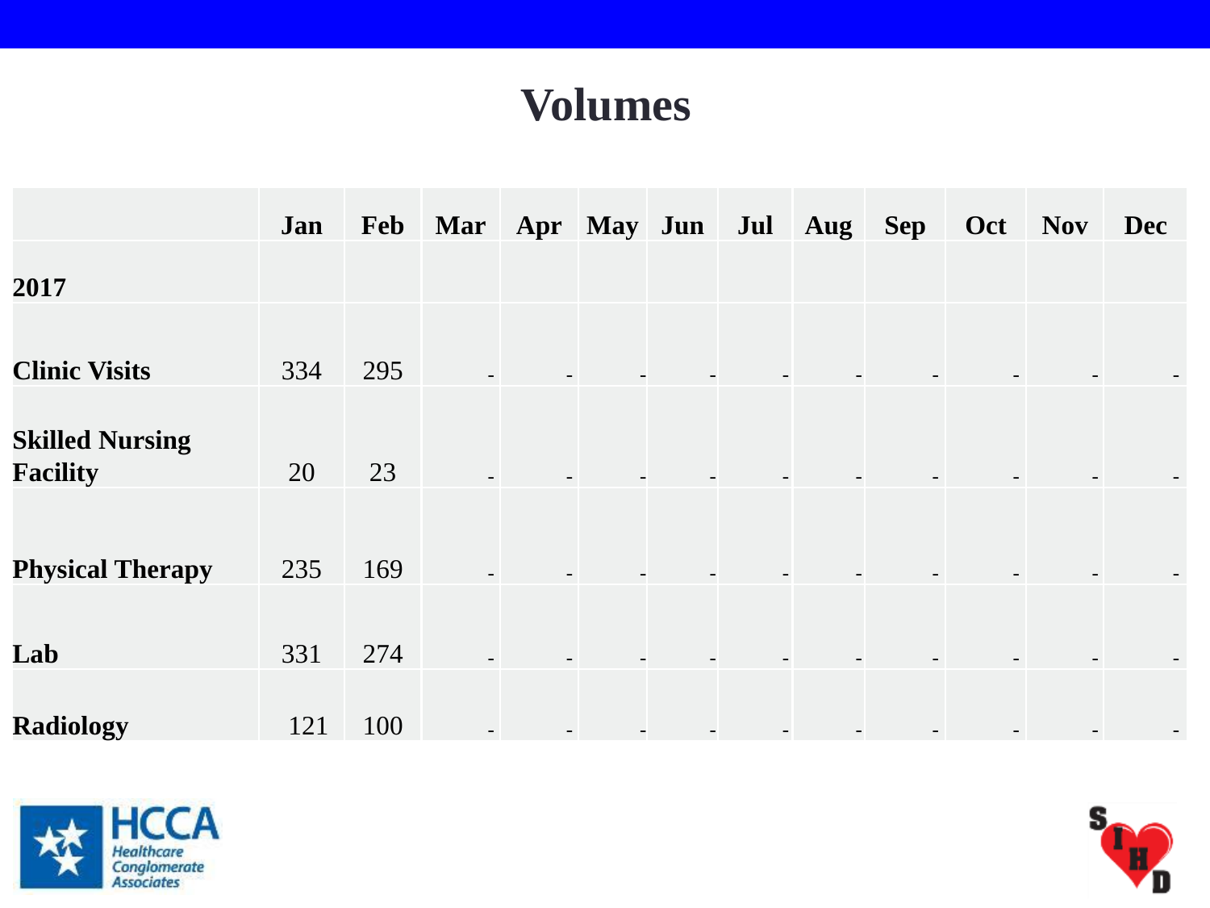# Volumes

| | Jan | Feb | Mar | Apr | May | Jun | Jul | Aug | Sep | Oct | Nov | Dec |
|---|---|---|---|---|---|---|---|---|---|---|---|---|
| **2017** | | | | | | | | | | | | |
| **Clinic Visits** | 334 | 295 | - | - | - | - | - | - | - | - | - | - |
| **Skilled Nursing Facility** | 20 | 23 | - | - | - | - | - | - | - | - | - | - |
| **Physical Therapy** | 235 | 169 | - | - | - | - | - | - | - | - | - | - |
| **Lab** | 331 | 274 | - | - | - | - | - | - | - | - | - | - |
| **Radiology** | 121 | 100 | - | - | - | - | - | - | - | - | - | - |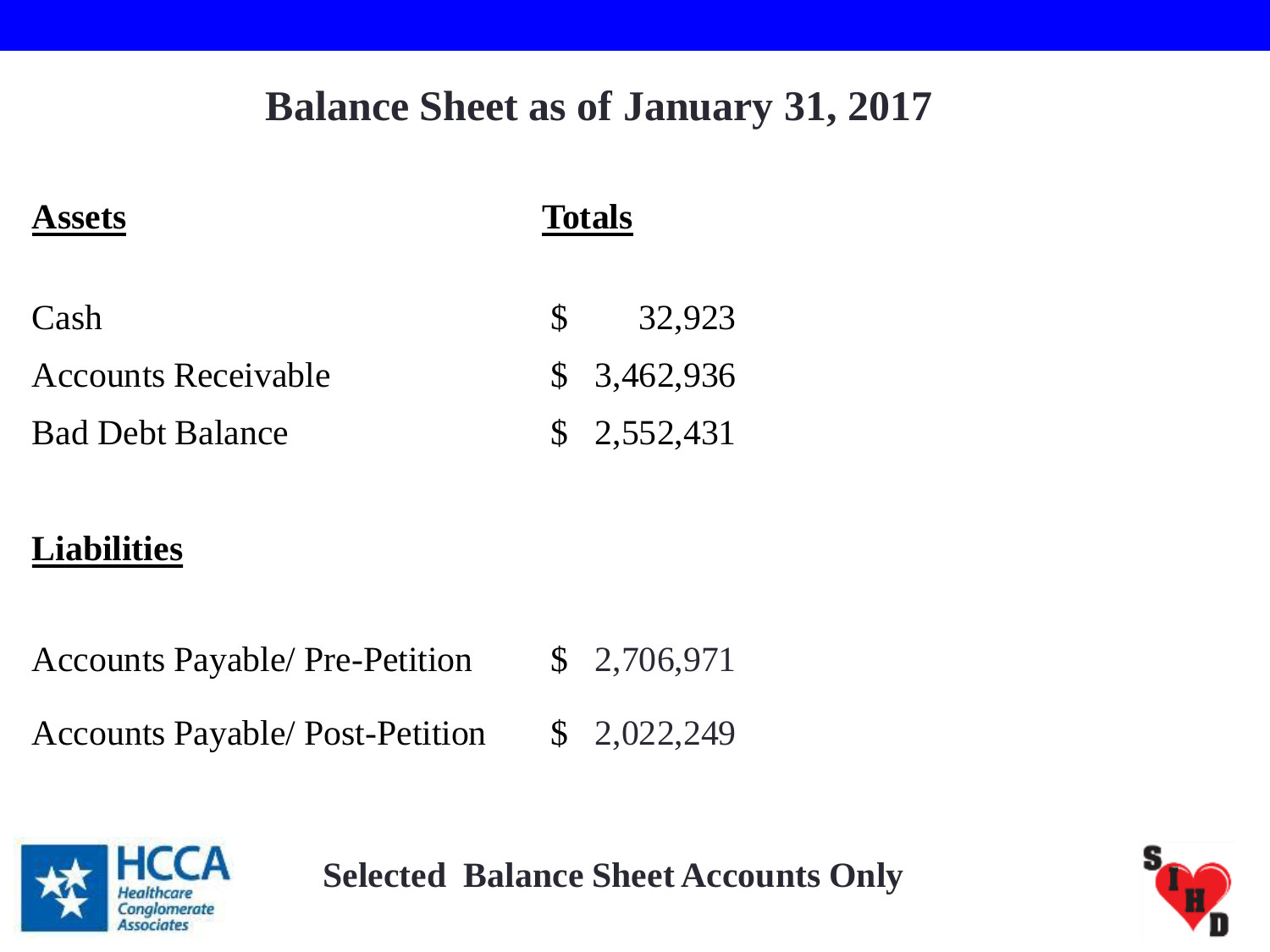# Balance Sheet as of January 31, 2017

| Assets | Totals |
|---|---|
| Cash | $ 32,923 |
| Accounts Receivable | $ 3,462,936 |
| Bad Debt Balance | $ 2,552,431 |

| Liabilities | |
|---|---|
| Accounts Payable/ Pre-Petition | $ 2,706,971 |
| Accounts Payable/ Post-Petition | $ 2,022,249 |

**Selected Balance Sheet Accounts Only**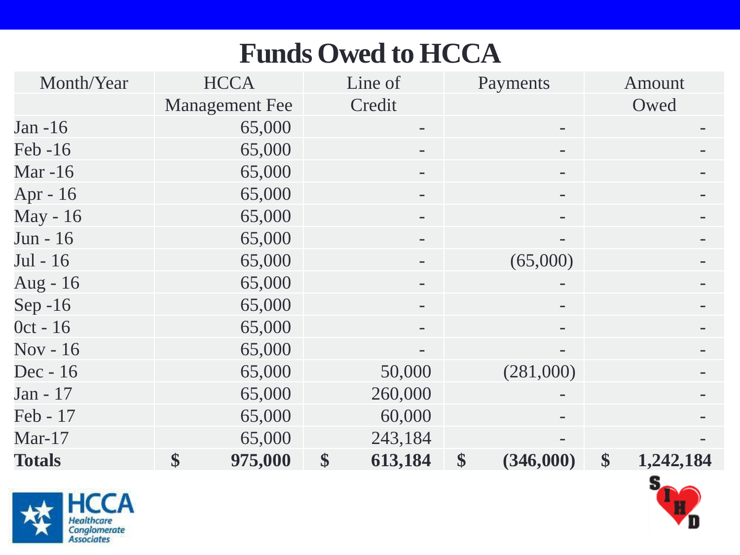# Funds Owed to HCCA

| Month/Year | HCCA Management Fee | Line of Credit | Payments | Amount Owed |
|---|---|---|---|---|
| Jan -16 | 65,000 | - | - | - |
| Feb -16 | 65,000 | - | - | - |
| Mar -16 | 65,000 | - | - | - |
| Apr - 16 | 65,000 | - | - | - |
| May - 16 | 65,000 | - | - | - |
| Jun - 16 | 65,000 | - | - | - |
| Jul - 16 | 65,000 | - | (65,000) | - |
| Aug - 16 | 65,000 | - | - | - |
| Sep -16 | 65,000 | - | - | - |
| 0ct - 16 | 65,000 | - | - | - |
| Nov - 16 | 65,000 | - | - | - |
| Dec - 16 | 65,000 | 50,000 | (281,000) | - |
| Jan - 17 | 65,000 | 260,000 | - | - |
| Feb - 17 | 65,000 | 60,000 | - | - |
| Mar-17 | 65,000 | 243,184 | - | - |
| **Totals** | **$ 975,000** | **$ 613,184** | **$ (346,000)** | **$ 1,242,184** |

HCCA Healthcare Conglomerate Associates

SIHD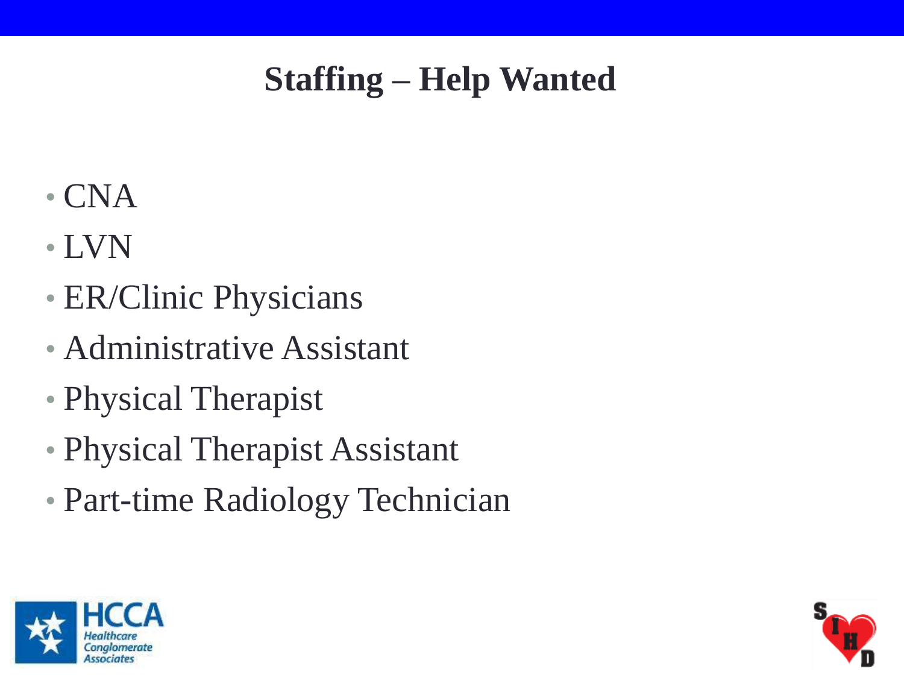# Staffing – Help Wanted

- CNA
- LVN
- ER/Clinic Physicians
- Administrative Assistant
- Physical Therapist
- Physical Therapist Assistant
- Part-time Radiology Technician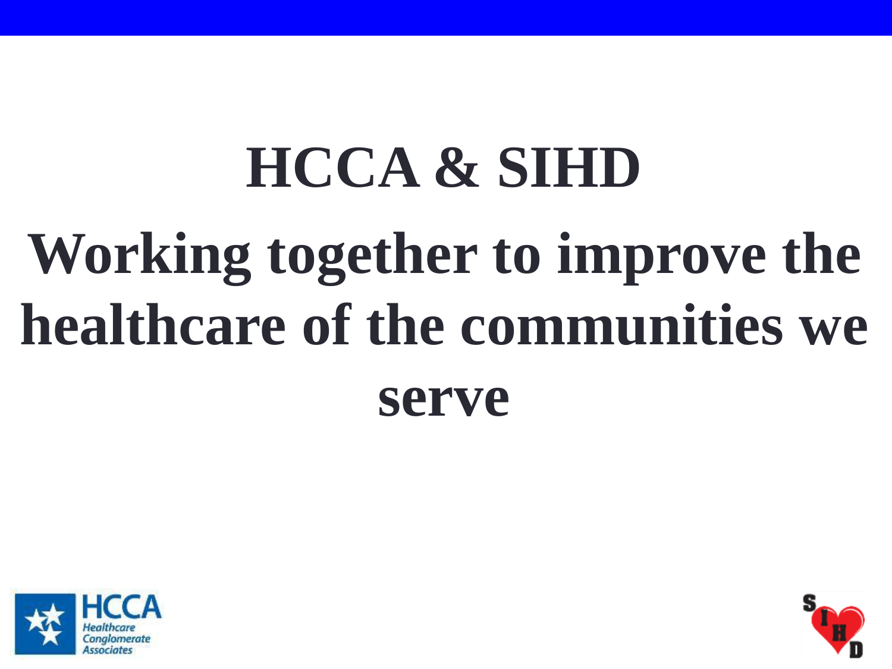# HCCA & SIHD

# Working together to improve the healthcare of the communities we serve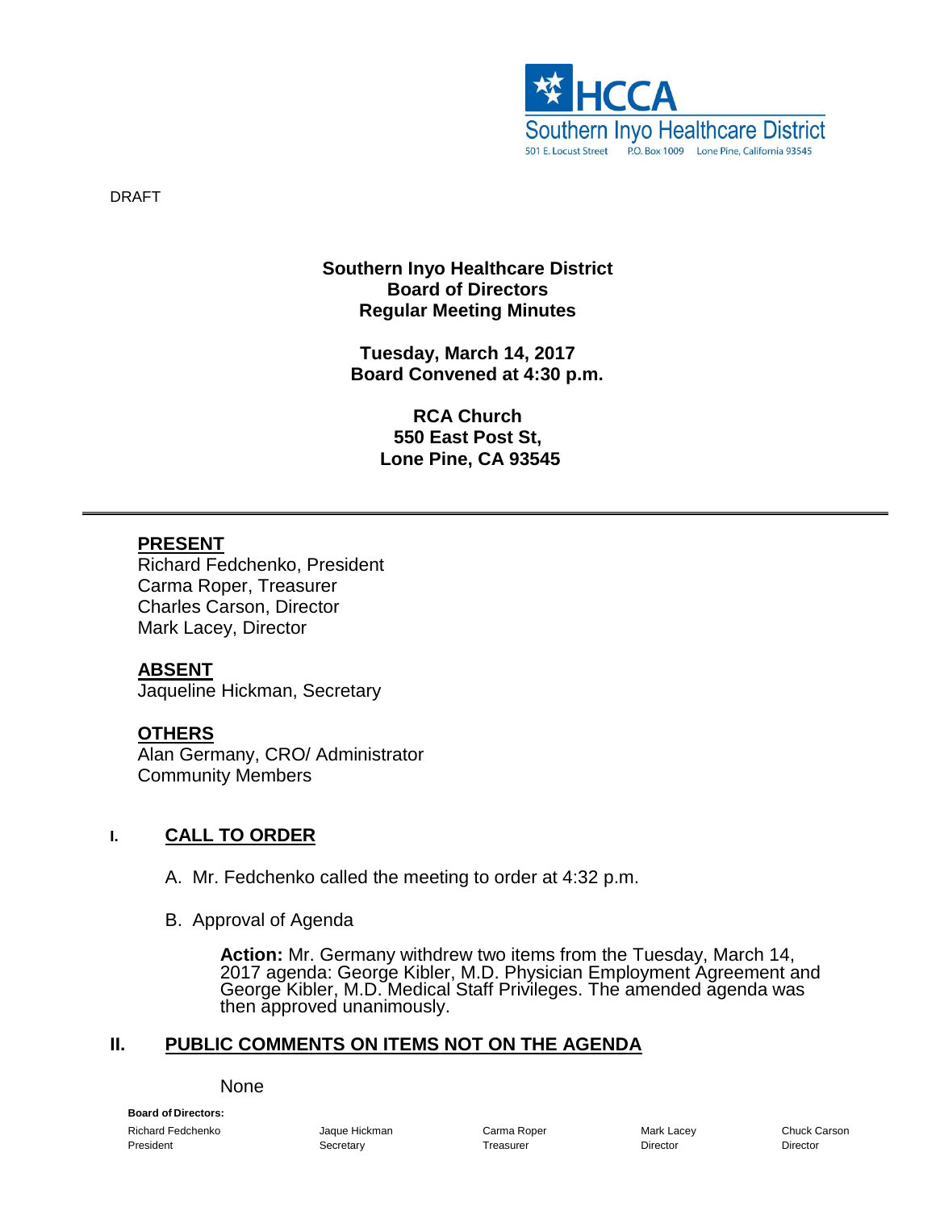DRAFT

**Southern Inyo Healthcare District**
**Board of Directors**
**Regular Meeting Minutes**

**Tuesday, March 14, 2017**
**Board Convened at 4:30 p.m.**

**RCA Church**
**550 East Post St,**
**Lone Pine, CA 93545**

---

**PRESENT**
Richard Fedchenko, President
Carma Roper, Treasurer
Charles Carson, Director
Mark Lacey, Director

**ABSENT**
Jaqueline Hickman, Secretary

**OTHERS**
Alan Germany, CRO/ Administrator
Community Members

## I. CALL TO ORDER

A. Mr. Fedchenko called the meeting to order at 4:32 p.m.

B. Approval of Agenda

**Action:** Mr. Germany withdrew two items from the Tuesday, March 14, 2017 agenda: George Kibler, M.D. Physician Employment Agreement and George Kibler, M.D. Medical Staff Privileges. The amended agenda was then approved unanimously.

## II. PUBLIC COMMENTS ON ITEMS NOT ON THE AGENDA

None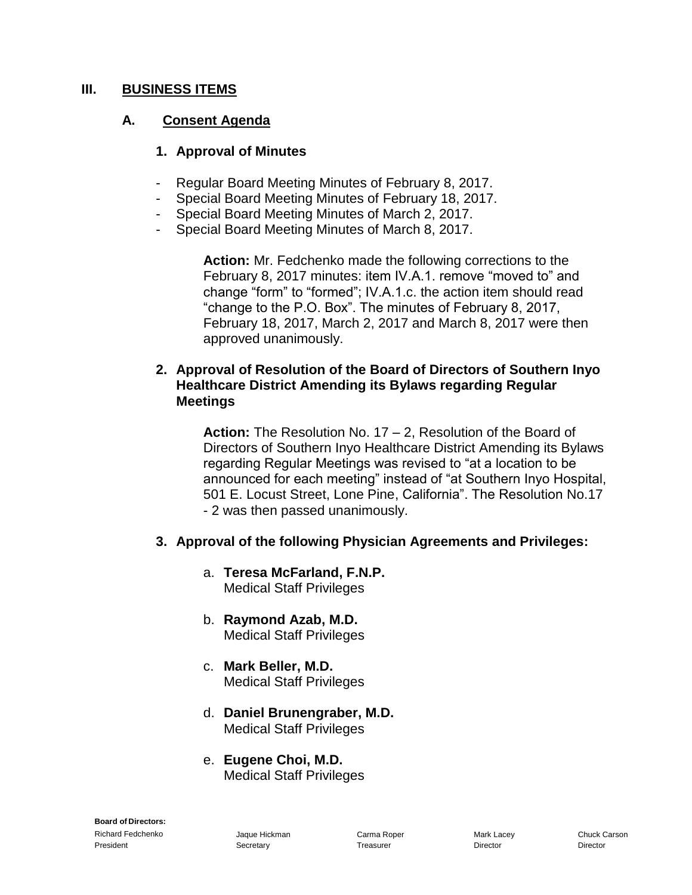## III. BUSINESS ITEMS

### A. Consent Agenda

#### 1. Approval of Minutes

- Regular Board Meeting Minutes of February 8, 2017.
- Special Board Meeting Minutes of February 18, 2017.
- Special Board Meeting Minutes of March 2, 2017.
- Special Board Meeting Minutes of March 8, 2017.

**Action:** Mr. Fedchenko made the following corrections to the February 8, 2017 minutes: item IV.A.1. remove "moved to" and change "form" to "formed"; IV.A.1.c. the action item should read "change to the P.O. Box". The minutes of February 8, 2017, February 18, 2017, March 2, 2017 and March 8, 2017 were then approved unanimously.

#### 2. Approval of Resolution of the Board of Directors of Southern Inyo Healthcare District Amending its Bylaws regarding Regular Meetings

**Action:** The Resolution No. 17 – 2, Resolution of the Board of Directors of Southern Inyo Healthcare District Amending its Bylaws regarding Regular Meetings was revised to "at a location to be announced for each meeting" instead of "at Southern Inyo Hospital, 501 E. Locust Street, Lone Pine, California". The Resolution No.17 - 2 was then passed unanimously.

#### 3. Approval of the following Physician Agreements and Privileges:

a. **Teresa McFarland, F.N.P.**
Medical Staff Privileges

b. **Raymond Azab, M.D.**
Medical Staff Privileges

c. **Mark Beller, M.D.**
Medical Staff Privileges

d. **Daniel Brunengraber, M.D.**
Medical Staff Privileges

e. **Eugene Choi, M.D.**
Medical Staff Privileges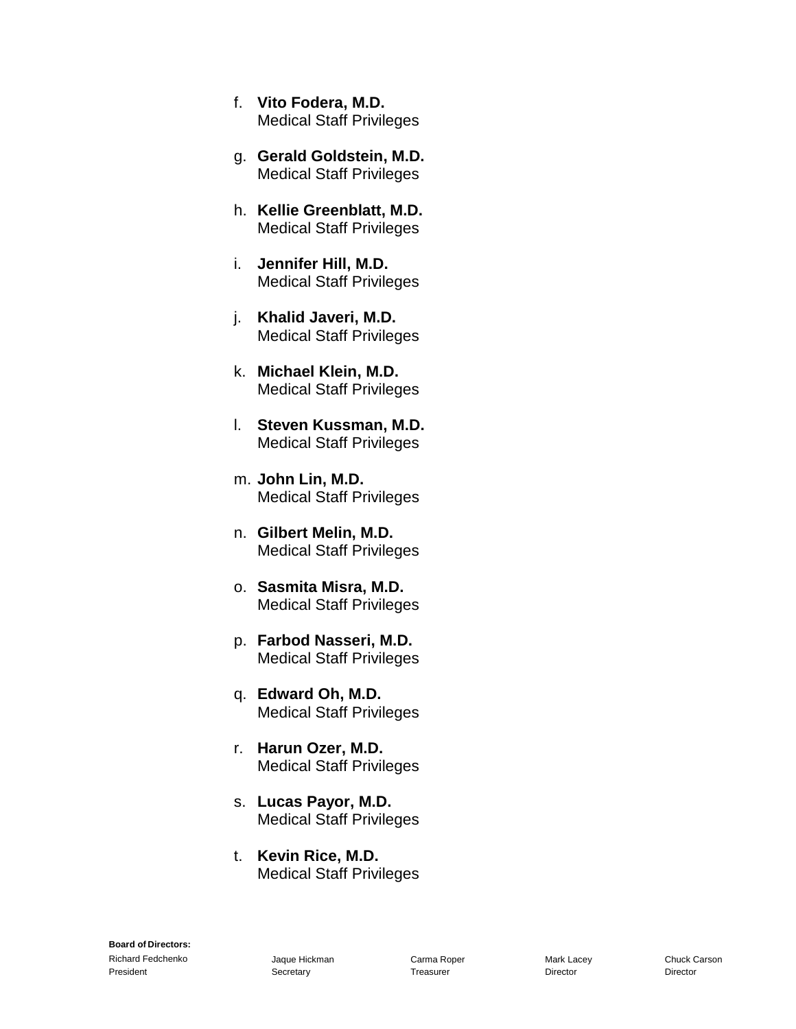f. **Vito Fodera, M.D.**
   Medical Staff Privileges

g. **Gerald Goldstein, M.D.**
   Medical Staff Privileges

h. **Kellie Greenblatt, M.D.**
   Medical Staff Privileges

i. **Jennifer Hill, M.D.**
   Medical Staff Privileges

j. **Khalid Javeri, M.D.**
   Medical Staff Privileges

k. **Michael Klein, M.D.**
   Medical Staff Privileges

l. **Steven Kussman, M.D.**
   Medical Staff Privileges

m. **John Lin, M.D.**
   Medical Staff Privileges

n. **Gilbert Melin, M.D.**
   Medical Staff Privileges

o. **Sasmita Misra, M.D.**
   Medical Staff Privileges

p. **Farbod Nasseri, M.D.**
   Medical Staff Privileges

q. **Edward Oh, M.D.**
   Medical Staff Privileges

r. **Harun Ozer, M.D.**
   Medical Staff Privileges

s. **Lucas Payor, M.D.**
   Medical Staff Privileges

t. **Kevin Rice, M.D.**
   Medical Staff Privileges

**Board of Directors:**

| Richard Fedchenko | Jaque Hickman | Carma Roper | Mark Lacey | Chuck Carson |
|---|---|---|---|---|
| President | Secretary | Treasurer | Director | Director |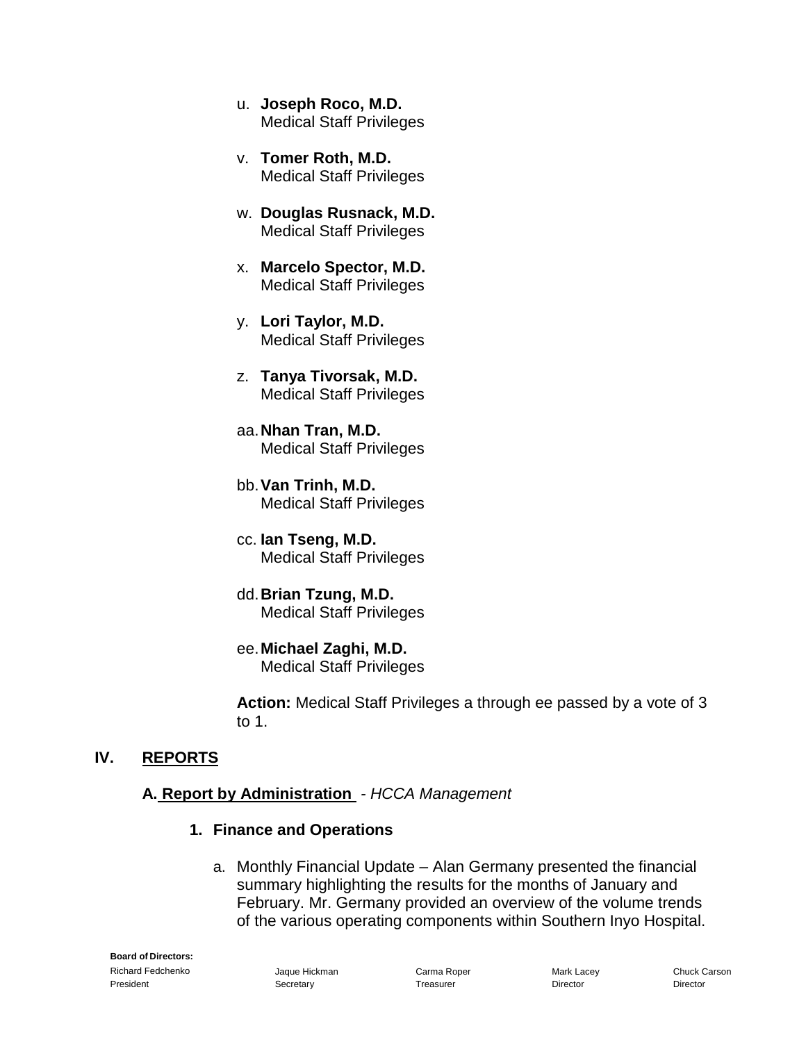u. **Joseph Roco, M.D.**
   Medical Staff Privileges

v. **Tomer Roth, M.D.**
   Medical Staff Privileges

w. **Douglas Rusnack, M.D.**
   Medical Staff Privileges

x. **Marcelo Spector, M.D.**
   Medical Staff Privileges

y. **Lori Taylor, M.D.**
   Medical Staff Privileges

z. **Tanya Tivorsak, M.D.**
   Medical Staff Privileges

aa. **Nhan Tran, M.D.**
   Medical Staff Privileges

bb. **Van Trinh, M.D.**
   Medical Staff Privileges

cc. **Ian Tseng, M.D.**
   Medical Staff Privileges

dd. **Brian Tzung, M.D.**
   Medical Staff Privileges

ee. **Michael Zaghi, M.D.**
   Medical Staff Privileges

**Action:** Medical Staff Privileges a through ee passed by a vote of 3 to 1.

## IV. REPORTS

### A. Report by Administration - *HCCA Management*

#### 1. Finance and Operations

a. Monthly Financial Update – Alan Germany presented the financial summary highlighting the results for the months of January and February. Mr. Germany provided an overview of the volume trends of the various operating components within Southern Inyo Hospital.

**Board of Directors:**

| Richard Fedchenko | Jaque Hickman | Carma Roper | Mark Lacey | Chuck Carson |
|---|---|---|---|---|
| President | Secretary | Treasurer | Director | Director |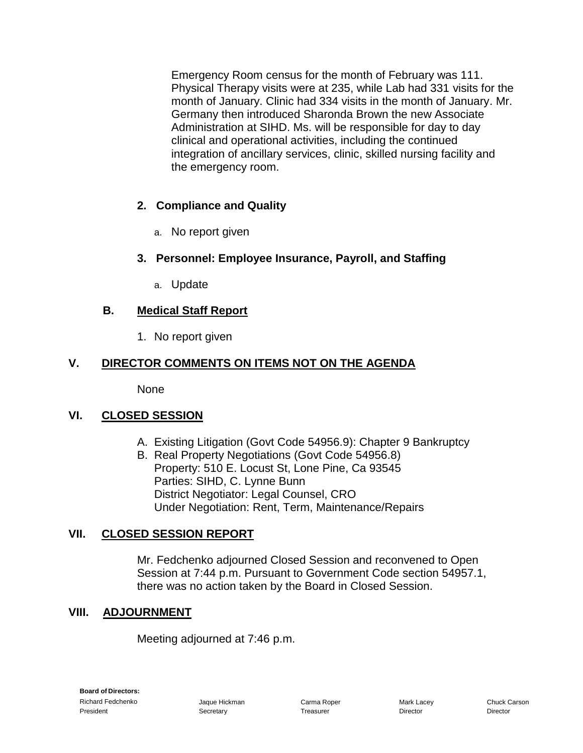Emergency Room census for the month of February was 111. Physical Therapy visits were at 235, while Lab had 331 visits for the month of January. Clinic had 334 visits in the month of January. Mr. Germany then introduced Sharonda Brown the new Associate Administration at SIHD. Ms. will be responsible for day to day clinical and operational activities, including the continued integration of ancillary services, clinic, skilled nursing facility and the emergency room.

**2. Compliance and Quality**

a. No report given

**3. Personnel: Employee Insurance, Payroll, and Staffing**

a. Update

### B. Medical Staff Report

1. No report given

## V. DIRECTOR COMMENTS ON ITEMS NOT ON THE AGENDA

None

## VI. CLOSED SESSION

A. Existing Litigation (Govt Code 54956.9): Chapter 9 Bankruptcy
B. Real Property Negotiations (Govt Code 54956.8)
   Property: 510 E. Locust St, Lone Pine, Ca 93545
   Parties: SIHD, C. Lynne Bunn
   District Negotiator: Legal Counsel, CRO
   Under Negotiation: Rent, Term, Maintenance/Repairs

## VII. CLOSED SESSION REPORT

Mr. Fedchenko adjourned Closed Session and reconvened to Open Session at 7:44 p.m. Pursuant to Government Code section 54957.1, there was no action taken by the Board in Closed Session.

## VIII. ADJOURNMENT

Meeting adjourned at 7:46 p.m.

**Board of Directors:**

| Richard Fedchenko | Jaque Hickman | Carma Roper | Mark Lacey | Chuck Carson |
|---|---|---|---|---|
| President | Secretary | Treasurer | Director | Director |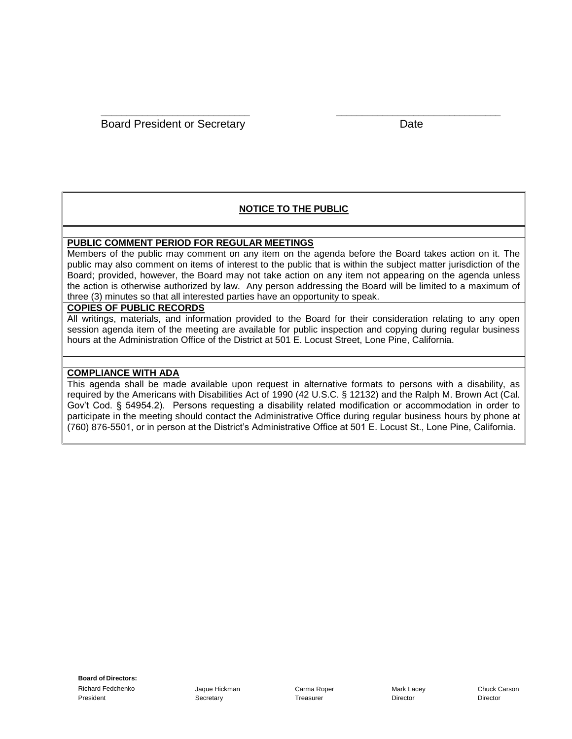\_\_\_\_\_\_\_\_\_\_\_\_\_\_\_\_\_\_\_\_\_\_\_\_\_\_ \_\_\_\_\_\_\_\_\_\_\_\_\_\_\_\_\_\_\_\_\_\_\_\_\_\_\_\_\_

Board President or Secretary Date

**NOTICE TO THE PUBLIC**

**PUBLIC COMMENT PERIOD FOR REGULAR MEETINGS**

Members of the public may comment on any item on the agenda before the Board takes action on it. The public may also comment on items of interest to the public that is within the subject matter jurisdiction of the Board; provided, however, the Board may not take action on any item not appearing on the agenda unless the action is otherwise authorized by law. Any person addressing the Board will be limited to a maximum of three (3) minutes so that all interested parties have an opportunity to speak.

**COPIES OF PUBLIC RECORDS**

All writings, materials, and information provided to the Board for their consideration relating to any open session agenda item of the meeting are available for public inspection and copying during regular business hours at the Administration Office of the District at 501 E. Locust Street, Lone Pine, California.

**COMPLIANCE WITH ADA**

This agenda shall be made available upon request in alternative formats to persons with a disability, as required by the Americans with Disabilities Act of 1990 (42 U.S.C. § 12132) and the Ralph M. Brown Act (Cal. Gov't Cod. § 54954.2). Persons requesting a disability related modification or accommodation in order to participate in the meeting should contact the Administrative Office during regular business hours by phone at (760) 876-5501, or in person at the District's Administrative Office at 501 E. Locust St., Lone Pine, California.

**Board of Directors:**

| Richard Fedchenko | Jaque Hickman | Carma Roper | Mark Lacey | Chuck Carson |
|---|---|---|---|---|
| President | Secretary | Treasurer | Director | Director |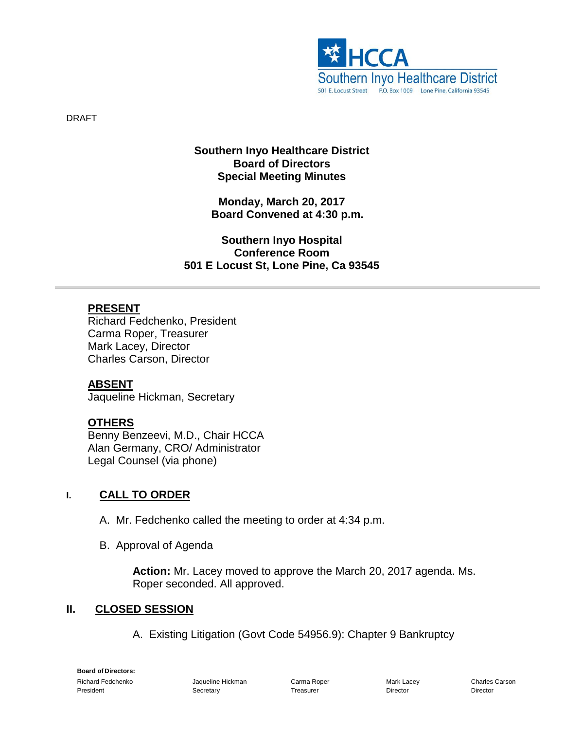HCCA
Southern Inyo Healthcare District
501 E. Locust Street P.O. Box 1009 Lone Pine, California 93545

DRAFT

**Southern Inyo Healthcare District**
**Board of Directors**
**Special Meeting Minutes**

**Monday, March 20, 2017**
**Board Convened at 4:30 p.m.**

**Southern Inyo Hospital**
**Conference Room**
**501 E Locust St, Lone Pine, Ca 93545**

---

**PRESENT**
Richard Fedchenko, President
Carma Roper, Treasurer
Mark Lacey, Director
Charles Carson, Director

**ABSENT**
Jaqueline Hickman, Secretary

**OTHERS**
Benny Benzeevi, M.D., Chair HCCA
Alan Germany, CRO/ Administrator
Legal Counsel (via phone)

## I. CALL TO ORDER

A. Mr. Fedchenko called the meeting to order at 4:34 p.m.

B. Approval of Agenda

**Action:** Mr. Lacey moved to approve the March 20, 2017 agenda. Ms. Roper seconded. All approved.

## II. CLOSED SESSION

A. Existing Litigation (Govt Code 54956.9): Chapter 9 Bankruptcy

**Board of Directors:**

| Richard Fedchenko | Jaqueline Hickman | Carma Roper | Mark Lacey | Charles Carson |
|---|---|---|---|---|
| President | Secretary | Treasurer | Director | Director |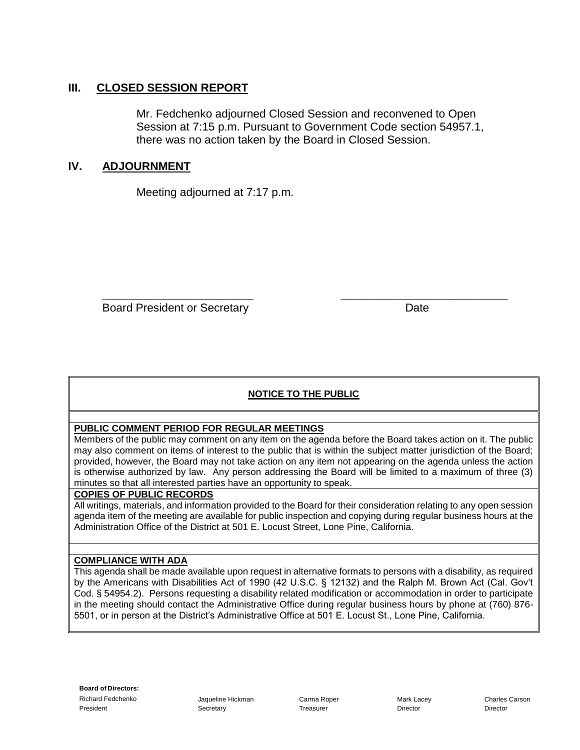## III. CLOSED SESSION REPORT

Mr. Fedchenko adjourned Closed Session and reconvened to Open Session at 7:15 p.m. Pursuant to Government Code section 54957.1, there was no action taken by the Board in Closed Session.

## IV. ADJOURNMENT

Meeting adjourned at 7:17 p.m.

_________________________ _________________________

Board President or Secretary Date

---

**NOTICE TO THE PUBLIC**

**PUBLIC COMMENT PERIOD FOR REGULAR MEETINGS**

Members of the public may comment on any item on the agenda before the Board takes action on it. The public may also comment on items of interest to the public that is within the subject matter jurisdiction of the Board; provided, however, the Board may not take action on any item not appearing on the agenda unless the action is otherwise authorized by law. Any person addressing the Board will be limited to a maximum of three (3) minutes so that all interested parties have an opportunity to speak.

**COPIES OF PUBLIC RECORDS**

All writings, materials, and information provided to the Board for their consideration relating to any open session agenda item of the meeting are available for public inspection and copying during regular business hours at the Administration Office of the District at 501 E. Locust Street, Lone Pine, California.

**COMPLIANCE WITH ADA**

This agenda shall be made available upon request in alternative formats to persons with a disability, as required by the Americans with Disabilities Act of 1990 (42 U.S.C. § 12132) and the Ralph M. Brown Act (Cal. Gov't Cod. § 54954.2). Persons requesting a disability related modification or accommodation in order to participate in the meeting should contact the Administrative Office during regular business hours by phone at (760) 876-5501, or in person at the District's Administrative Office at 501 E. Locust St., Lone Pine, California.

---

**Board of Directors:**

| Richard Fedchenko | Jaqueline Hickman | Carma Roper | Mark Lacey | Charles Carson |
|---|---|---|---|---|
| President | Secretary | Treasurer | Director | Director |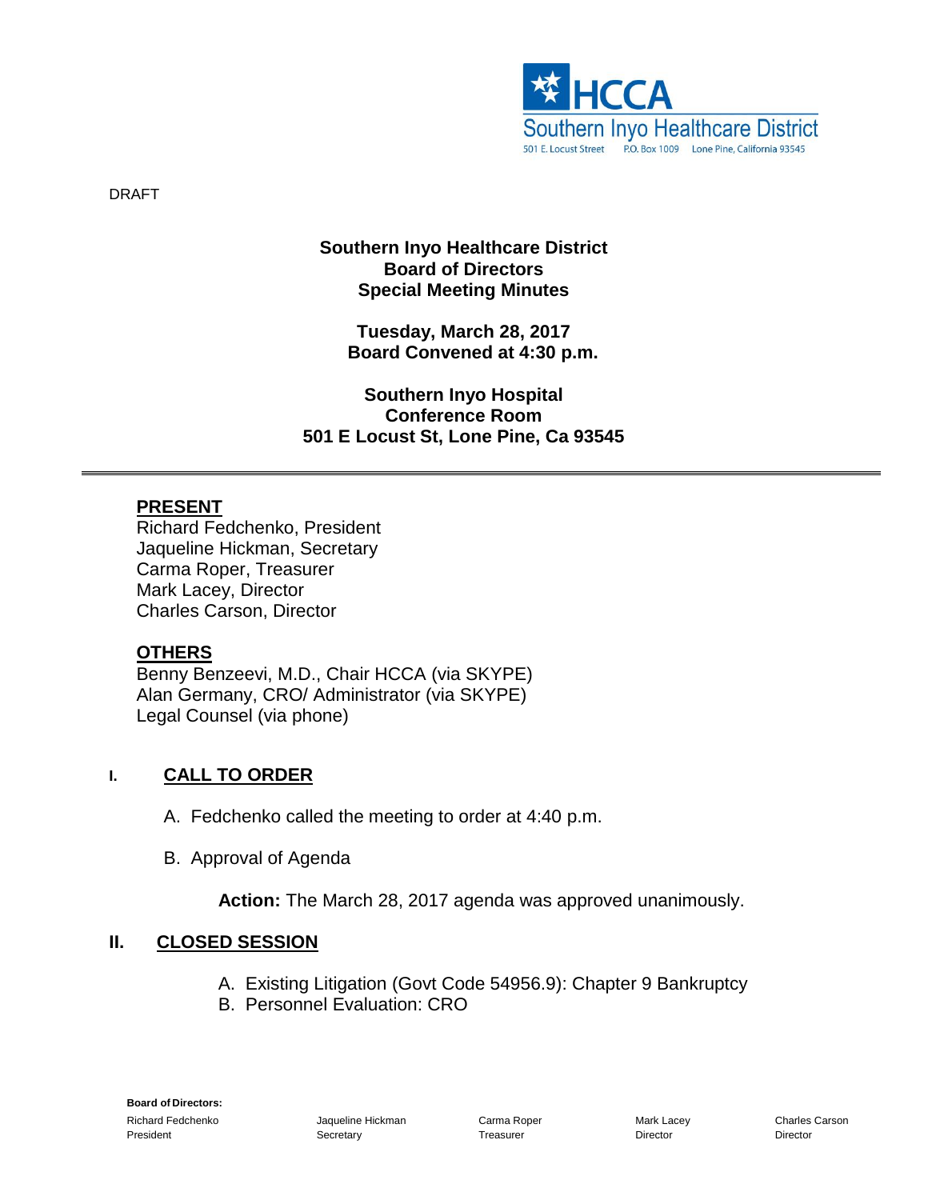HCCA
Southern Inyo Healthcare District
501 E. Locust Street P.O. Box 1009 Lone Pine, California 93545

DRAFT

**Southern Inyo Healthcare District**
**Board of Directors**
**Special Meeting Minutes**

**Tuesday, March 28, 2017**
**Board Convened at 4:30 p.m.**

**Southern Inyo Hospital**
**Conference Room**
**501 E Locust St, Lone Pine, Ca 93545**

---

**PRESENT**

Richard Fedchenko, President
Jaqueline Hickman, Secretary
Carma Roper, Treasurer
Mark Lacey, Director
Charles Carson, Director

**OTHERS**

Benny Benzeevi, M.D., Chair HCCA (via SKYPE)
Alan Germany, CRO/ Administrator (via SKYPE)
Legal Counsel (via phone)

## I. CALL TO ORDER

A. Fedchenko called the meeting to order at 4:40 p.m.

B. Approval of Agenda

**Action:** The March 28, 2017 agenda was approved unanimously.

## II. CLOSED SESSION

A. Existing Litigation (Govt Code 54956.9): Chapter 9 Bankruptcy
B. Personnel Evaluation: CRO

**Board of Directors:**

| Richard Fedchenko | Jaqueline Hickman | Carma Roper | Mark Lacey | Charles Carson |
|---|---|---|---|---|
| President | Secretary | Treasurer | Director | Director |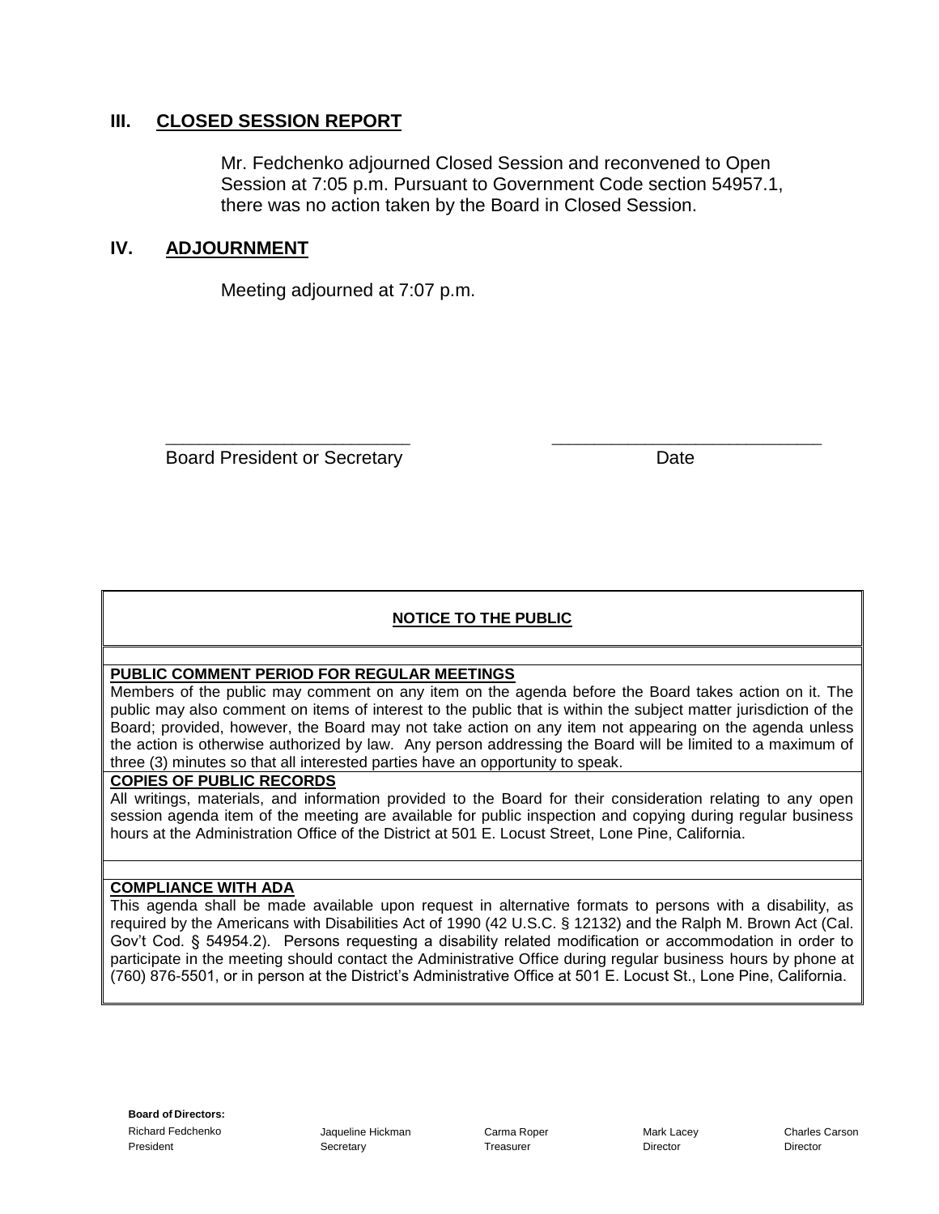## III. CLOSED SESSION REPORT

Mr. Fedchenko adjourned Closed Session and reconvened to Open Session at 7:05 p.m. Pursuant to Government Code section 54957.1, there was no action taken by the Board in Closed Session.

## IV. ADJOURNMENT

Meeting adjourned at 7:07 p.m.

\_\_\_\_\_\_\_\_\_\_\_\_\_\_\_\_\_\_\_\_\_\_\_\_\_ \_\_\_\_\_\_\_\_\_\_\_\_\_\_\_\_\_\_\_\_\_\_\_\_\_\_\_\_

Board President or Secretary Date

---

**NOTICE TO THE PUBLIC**

**PUBLIC COMMENT PERIOD FOR REGULAR MEETINGS**

Members of the public may comment on any item on the agenda before the Board takes action on it. The public may also comment on items of interest to the public that is within the subject matter jurisdiction of the Board; provided, however, the Board may not take action on any item not appearing on the agenda unless the action is otherwise authorized by law. Any person addressing the Board will be limited to a maximum of three (3) minutes so that all interested parties have an opportunity to speak.

**COPIES OF PUBLIC RECORDS**

All writings, materials, and information provided to the Board for their consideration relating to any open session agenda item of the meeting are available for public inspection and copying during regular business hours at the Administration Office of the District at 501 E. Locust Street, Lone Pine, California.

**COMPLIANCE WITH ADA**

This agenda shall be made available upon request in alternative formats to persons with a disability, as required by the Americans with Disabilities Act of 1990 (42 U.S.C. § 12132) and the Ralph M. Brown Act (Cal. Gov't Cod. § 54954.2). Persons requesting a disability related modification or accommodation in order to participate in the meeting should contact the Administrative Office during regular business hours by phone at (760) 876-5501, or in person at the District's Administrative Office at 501 E. Locust St., Lone Pine, California.

---

**Board of Directors:**

| Richard Fedchenko | Jaqueline Hickman | Carma Roper | Mark Lacey | Charles Carson |
|---|---|---|---|---|
| President | Secretary | Treasurer | Director | Director |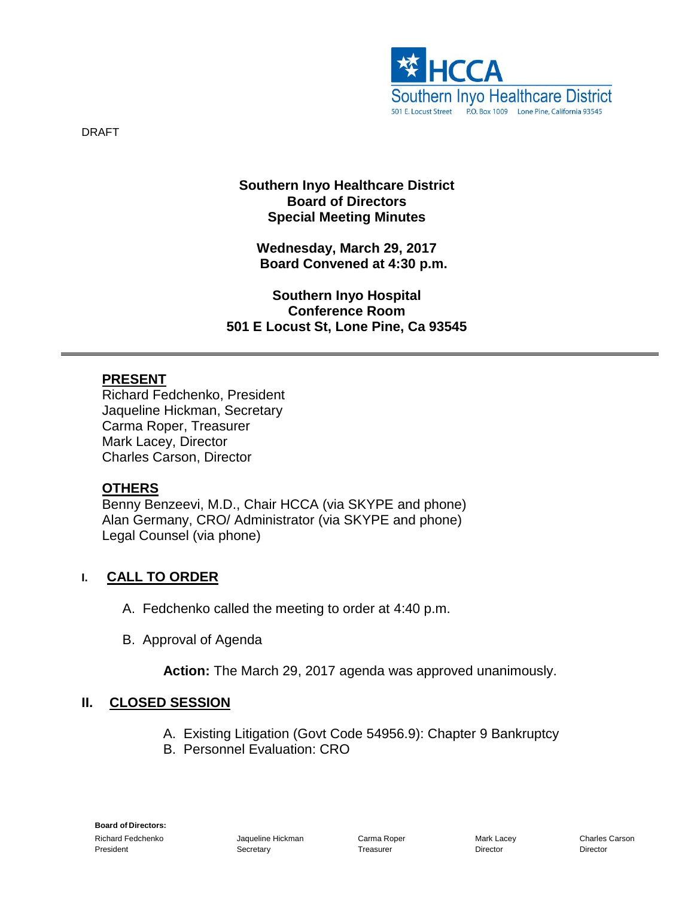HCCA
Southern Inyo Healthcare District
501 E. Locust Street P.O. Box 1009 Lone Pine, California 93545

DRAFT

**Southern Inyo Healthcare District**
**Board of Directors**
**Special Meeting Minutes**

**Wednesday, March 29, 2017**
**Board Convened at 4:30 p.m.**

**Southern Inyo Hospital**
**Conference Room**
**501 E Locust St, Lone Pine, Ca 93545**

---

**PRESENT**

Richard Fedchenko, President
Jaqueline Hickman, Secretary
Carma Roper, Treasurer
Mark Lacey, Director
Charles Carson, Director

**OTHERS**

Benny Benzeevi, M.D., Chair HCCA (via SKYPE and phone)
Alan Germany, CRO/ Administrator (via SKYPE and phone)
Legal Counsel (via phone)

## I. CALL TO ORDER

A. Fedchenko called the meeting to order at 4:40 p.m.

B. Approval of Agenda

**Action:** The March 29, 2017 agenda was approved unanimously.

## II. CLOSED SESSION

A. Existing Litigation (Govt Code 54956.9): Chapter 9 Bankruptcy
B. Personnel Evaluation: CRO

**Board of Directors:**

| Richard Fedchenko | Jaqueline Hickman | Carma Roper | Mark Lacey | Charles Carson |
|---|---|---|---|---|
| President | Secretary | Treasurer | Director | Director |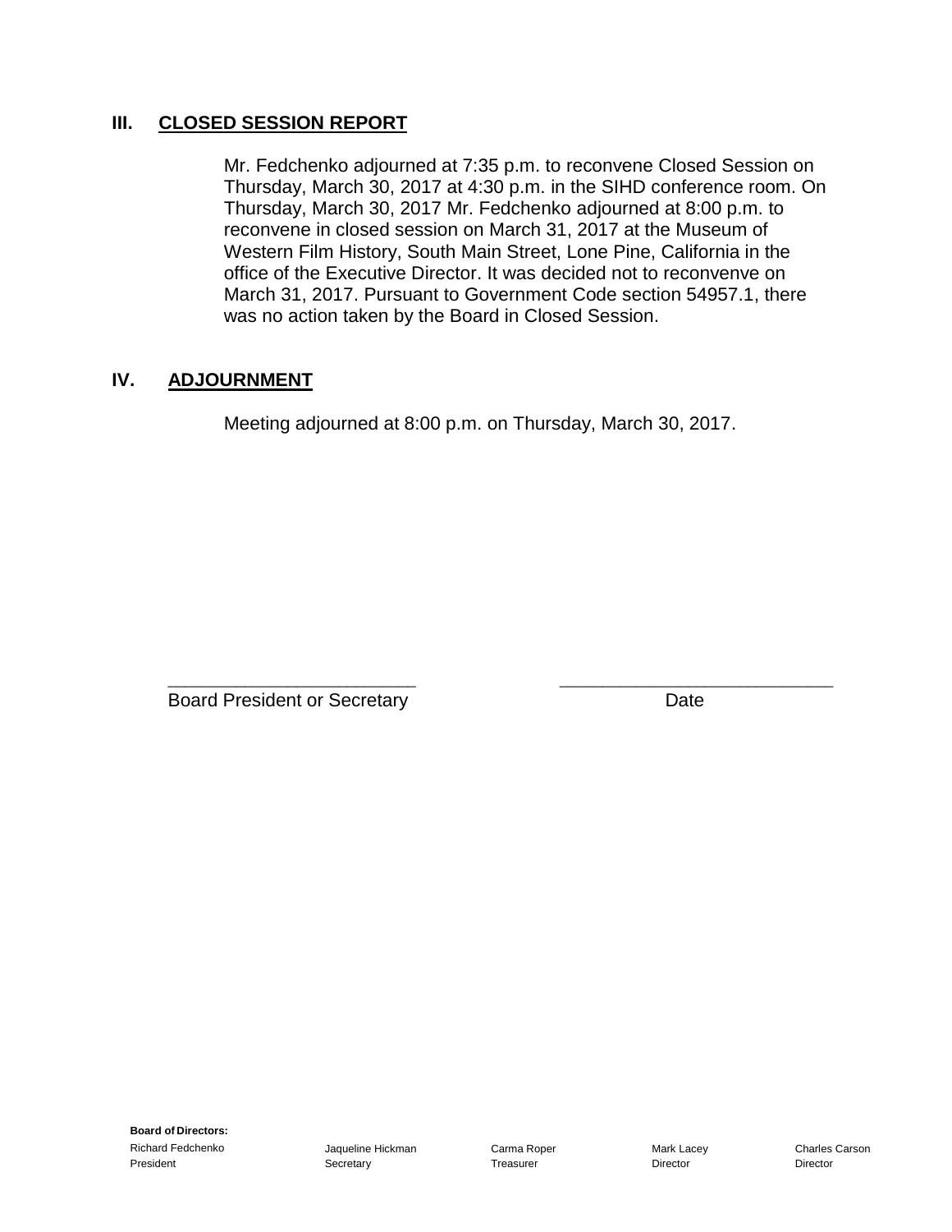## III. CLOSED SESSION REPORT

Mr. Fedchenko adjourned at 7:35 p.m. to reconvene Closed Session on Thursday, March 30, 2017 at 4:30 p.m. in the SIHD conference room. On Thursday, March 30, 2017 Mr. Fedchenko adjourned at 8:00 p.m. to reconvene in closed session on March 31, 2017 at the Museum of Western Film History, South Main Street, Lone Pine, California in the office of the Executive Director. It was decided not to reconvenve on March 31, 2017. Pursuant to Government Code section 54957.1, there was no action taken by the Board in Closed Session.

## IV. ADJOURNMENT

Meeting adjourned at 8:00 p.m. on Thursday, March 30, 2017.

\_\_\_\_\_\_\_\_\_\_\_\_\_\_\_\_\_\_\_\_\_\_\_\_\_\_ \_\_\_\_\_\_\_\_\_\_\_\_\_\_\_\_\_\_\_\_\_\_\_\_\_\_\_\_\_\_

Board President or Secretary Date

**Board of Directors:**

| Richard Fedchenko | Jaqueline Hickman | Carma Roper | Mark Lacey | Charles Carson |
|---|---|---|---|---|
| President | Secretary | Treasurer | Director | Director |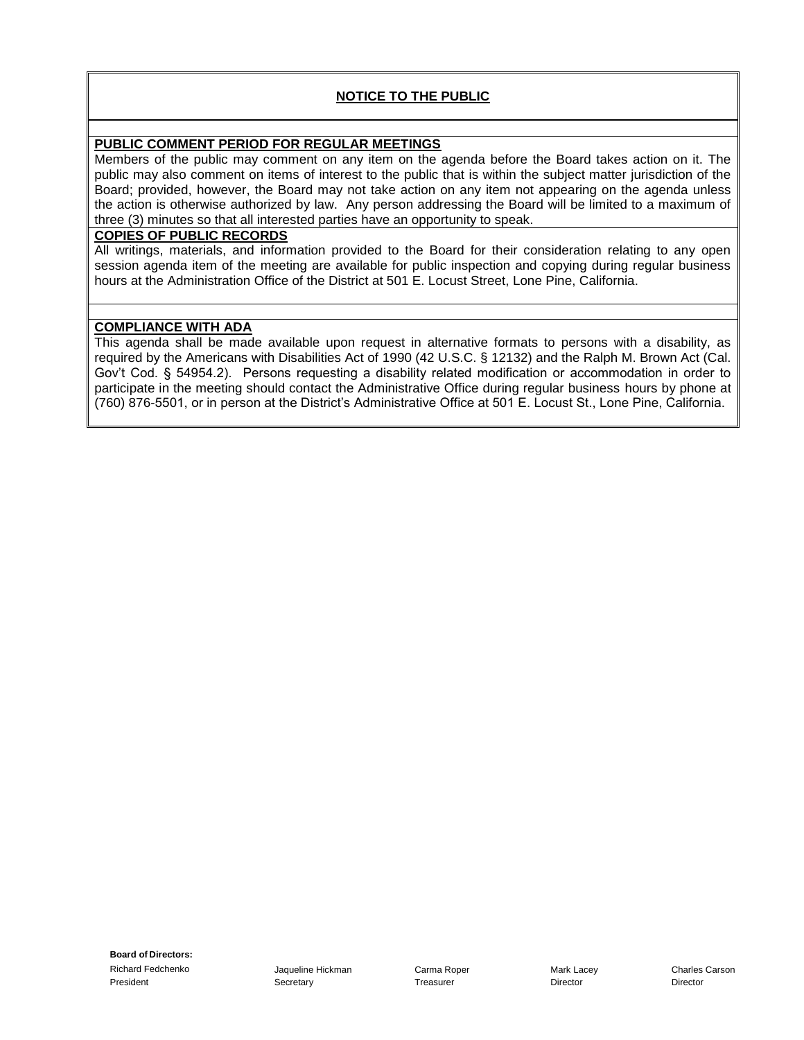## NOTICE TO THE PUBLIC

**PUBLIC COMMENT PERIOD FOR REGULAR MEETINGS**

Members of the public may comment on any item on the agenda before the Board takes action on it. The public may also comment on items of interest to the public that is within the subject matter jurisdiction of the Board; provided, however, the Board may not take action on any item not appearing on the agenda unless the action is otherwise authorized by law. Any person addressing the Board will be limited to a maximum of three (3) minutes so that all interested parties have an opportunity to speak.

**COPIES OF PUBLIC RECORDS**

All writings, materials, and information provided to the Board for their consideration relating to any open session agenda item of the meeting are available for public inspection and copying during regular business hours at the Administration Office of the District at 501 E. Locust Street, Lone Pine, California.

**COMPLIANCE WITH ADA**

This agenda shall be made available upon request in alternative formats to persons with a disability, as required by the Americans with Disabilities Act of 1990 (42 U.S.C. § 12132) and the Ralph M. Brown Act (Cal. Gov't Cod. § 54954.2). Persons requesting a disability related modification or accommodation in order to participate in the meeting should contact the Administrative Office during regular business hours by phone at (760) 876-5501, or in person at the District's Administrative Office at 501 E. Locust St., Lone Pine, California.

**Board of Directors:**

| Richard Fedchenko | Jaqueline Hickman | Carma Roper | Mark Lacey | Charles Carson |
|---|---|---|---|---|
| President | Secretary | Treasurer | Director | Director |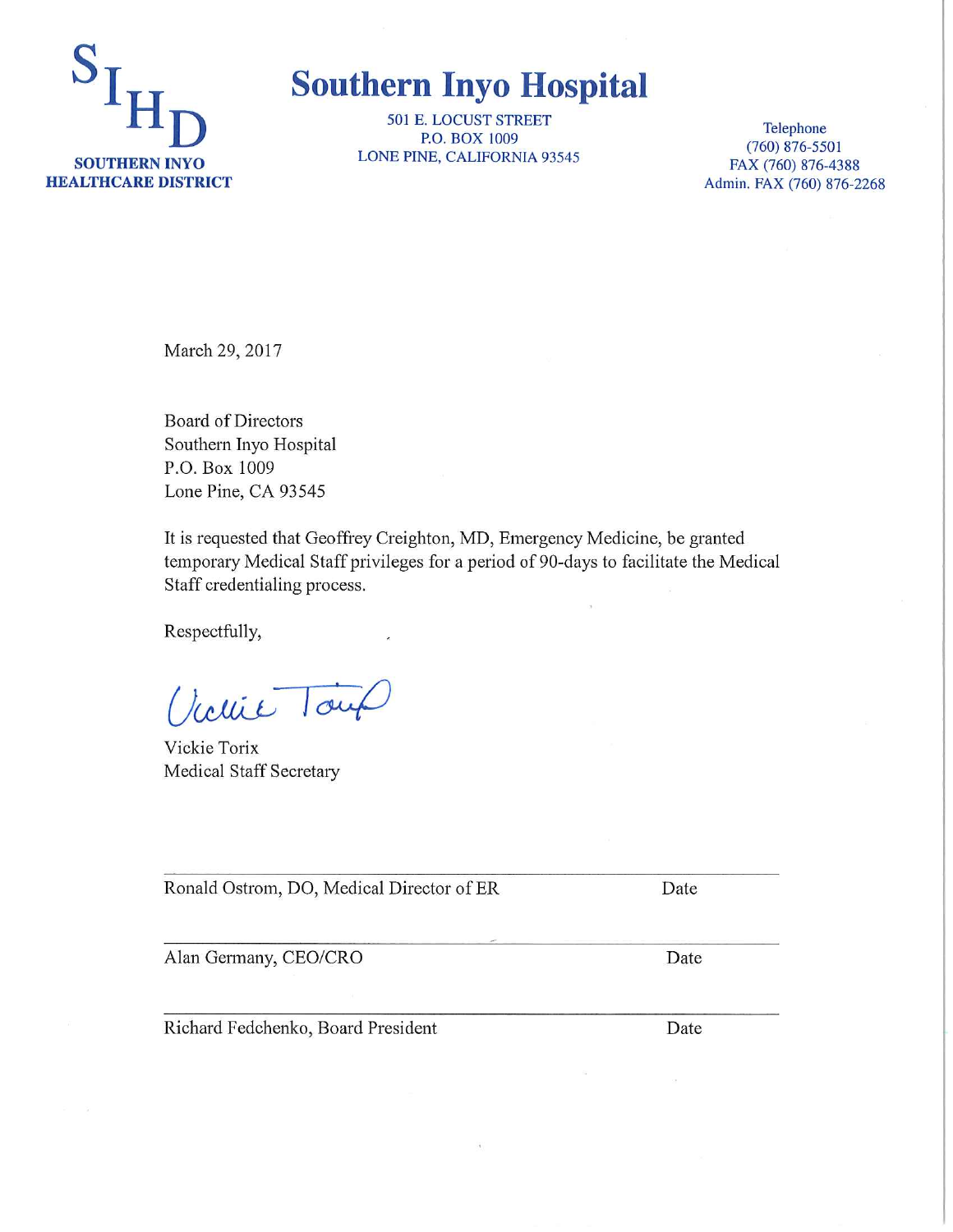**S I H D**
**SOUTHERN INYO HEALTHCARE DISTRICT**

# Southern Inyo Hospital

501 E. LOCUST STREET
P.O. BOX 1009
LONE PINE, CALIFORNIA 93545

Telephone
(760) 876-5501
FAX (760) 876-4388
Admin. FAX (760) 876-2268

March 29, 2017

Board of Directors
Southern Inyo Hospital
P.O. Box 1009
Lone Pine, CA 93545

It is requested that Geoffrey Creighton, MD, Emergency Medicine, be granted temporary Medical Staff privileges for a period of 90-days to facilitate the Medical Staff credentialing process.

Respectfully,

Vickie Torix
Medical Staff Secretary

Ronald Ostrom, DO, Medical Director of ER — Date

Alan Germany, CEO/CRO — Date

Richard Fedchenko, Board President — Date